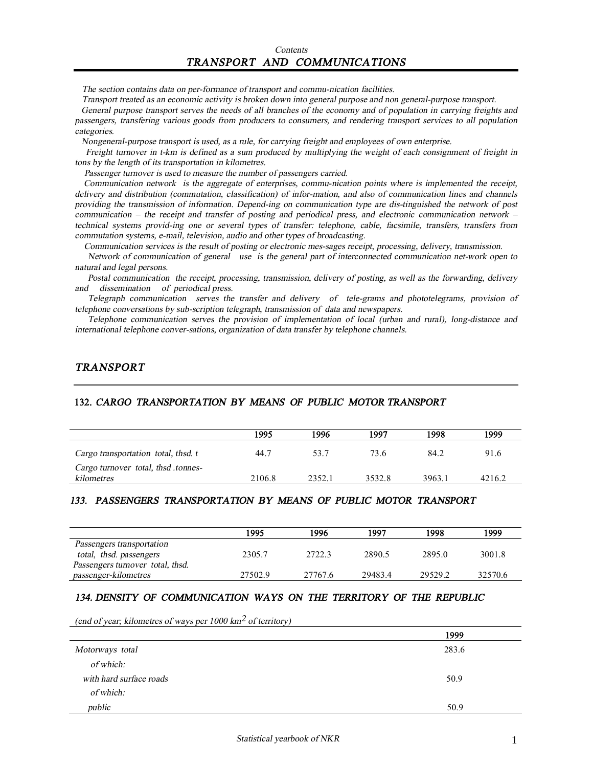*Contents*

# *TRANSPORT AND COMMUNICATIONS*

*The section contains data on per-formance of transport and commu-nication facilities.*

*Transport treated as an economic activity is broken down into general purpose and non general-purpose transport.*

*General purpose transport serves the needs of all branches of the economy and of population in carrying freights and passengers, transfering various goods from producers to consumers, and rendering transport services to all population categories.*

*Nongeneral-purpose transport is used, as a rule, for carrying freight and employees of own enterprise.*

*Freight turnover in t-km is defined as a sum produced by multiplying the weight of each consignment of freight in tons by the length of its transportation in kilometres.*

*Passenger turnover is used to measure the number of passengers carried.*

*Communication network is the aggregate of enterprises, commu-nication points where is implemented the receipt, delivery and distribution (commutation, classification) of infor-mation, and also of communication lines and channels providing the transmission of information. Depend-ing on communication type are dis-tinguished the network of post communication – the receipt and transfer of posting and periodical press, and electronic communication network – technical systems provid-ing one or several types of transfer: telephone, cable, facsimile, transfers, transfers from commutation systems, e-mail, television, audio and other types of broadcasting.*

*Communication services is the result of posting or electronic mes-sages receipt, processing, delivery, transmission.*

*Network of communication of general use is the general part of interconnected communication net-work open to natural and legal persons.*

*Postal communication the receipt, processing, transmission, delivery of posting, as well as the forwarding, delivery and dissemination of periodical press.*

*Telegraph communication serves the transfer and delivery of tele-grams and phototelegrams, provision of telephone conversations by sub-scription telegraph, transmission of data and newspapers.*

*Telephone communication serves the provision of implementation of local (urban and rural), long-distance and international telephone conver-sations, organization of data transfer by telephone channels.*

## *TRANSPORT*

### 132. *CARGO TRANSPORTATION BY MEANS OF PUBLIC MOTOR TRANSPORT*

| | 1995 | 1996 | 1997 | 1998 | 1999 |
|---|---|---|---|---|---|
| *Cargo transportation total, thsd. t* | 44.7 | 53.7 | 73.6 | 84.2 | 91.6 |
| *Cargo turnover total, thsd .tonnes-kilometres* | 2106.8 | 2352.1 | 3532.8 | 3963.1 | 4216.2 |

### *133. PASSENGERS TRANSPORTATION BY MEANS OF PUBLIC MOTOR TRANSPORT*

| | 1995 | 1996 | 1997 | 1998 | 1999 |
|---|---|---|---|---|---|
| *Passengers transportation total, thsd. passengers* | 2305.7 | 2722.3 | 2890.5 | 2895.0 | 3001.8 |
| *Passengers turnover total, thsd. passenger-kilometres* | 27502.9 | 27767.6 | 29483.4 | 29529.2 | 32570.6 |

### *134. DENSITY OF COMMUNICATION WAYS ON THE TERRITORY OF THE REPUBLIC*

*(end of year; kilometres of ways per 1000 km$^2$ of territory)*

| | 1999 |
|---|---|
| *Motorways total* | 283.6 |
| *of which:* | |
| *with hard surface roads* | 50.9 |
| *of which:* | |
| *public* | 50.9 |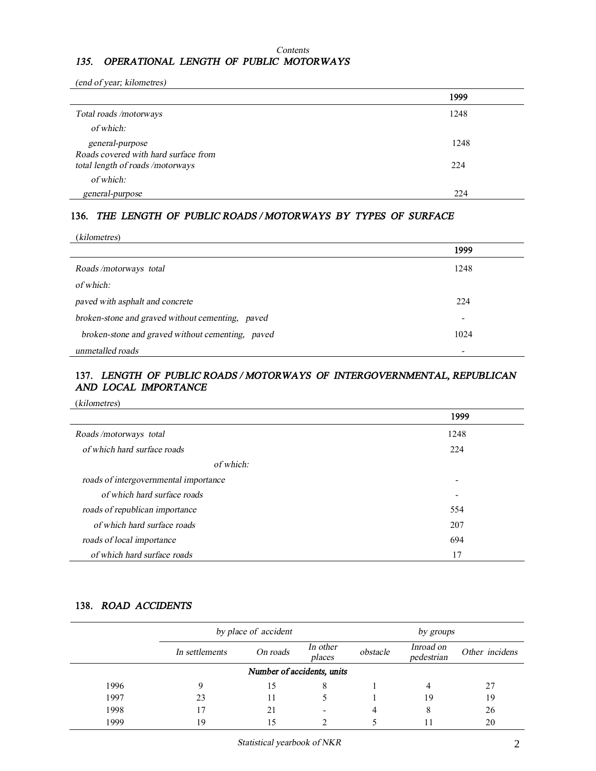*Contents*

## 135. *OPERATIONAL LENGTH OF PUBLIC MOTORWAYS*

*(end of year; kilometres)*

| | 1999 |
|---|---|
| *Total roads /motorways* | 1248 |
| *of which:* | |
| *general-purpose* | 1248 |
| *Roads covered with hard surface from total length of roads /motorways* | 224 |
| *of which:* | |
| *general-purpose* | 224 |

## 136. *THE LENGTH OF PUBLIC ROADS / MOTORWAYS BY TYPES OF SURFACE*

(*kilometres*)

| | 1999 |
|---|---|
| *Roads /motorways total* | 1248 |
| *of which:* | |
| *paved with asphalt and concrete* | 224 |
| *broken-stone and graved without cementing, paved* | - |
| *broken-stone and graved without cementing, paved* | 1024 |
| *unmetalled roads* | - |

## 137. *LENGTH OF PUBLIC ROADS / MOTORWAYS OF INTERGOVERNMENTAL, REPUBLICAN AND LOCAL IMPORTANCE*

(*kilometres*)

| | 1999 |
|---|---|
| *Roads /motorways total* | 1248 |
| *of which hard surface roads* | 224 |
| *of which:* | |
| *roads of intergovernmental importance* | - |
| *of which hard surface roads* | - |
| *roads of republican importance* | 554 |
| *of which hard surface roads* | 207 |
| *roads of local importance* | 694 |
| *of which hard surface roads* | 17 |

## 138. *ROAD ACCIDENTS*

| | *by place of accident* | | | *by groups* | | |
|---|---|---|---|---|---|---|
| | *In settlements* | *On roads* | *In other places* | *obstacle* | *Inroad on pedestrian* | *Other incidens* |
| | | | ***Number of accidents, units*** | | | |
| 1996 | 9 | 15 | 8 | 1 | 4 | 27 |
| 1997 | 23 | 11 | 5 | 1 | 19 | 19 |
| 1998 | 17 | 21 | - | 4 | 8 | 26 |
| 1999 | 19 | 15 | 2 | 5 | 11 | 20 |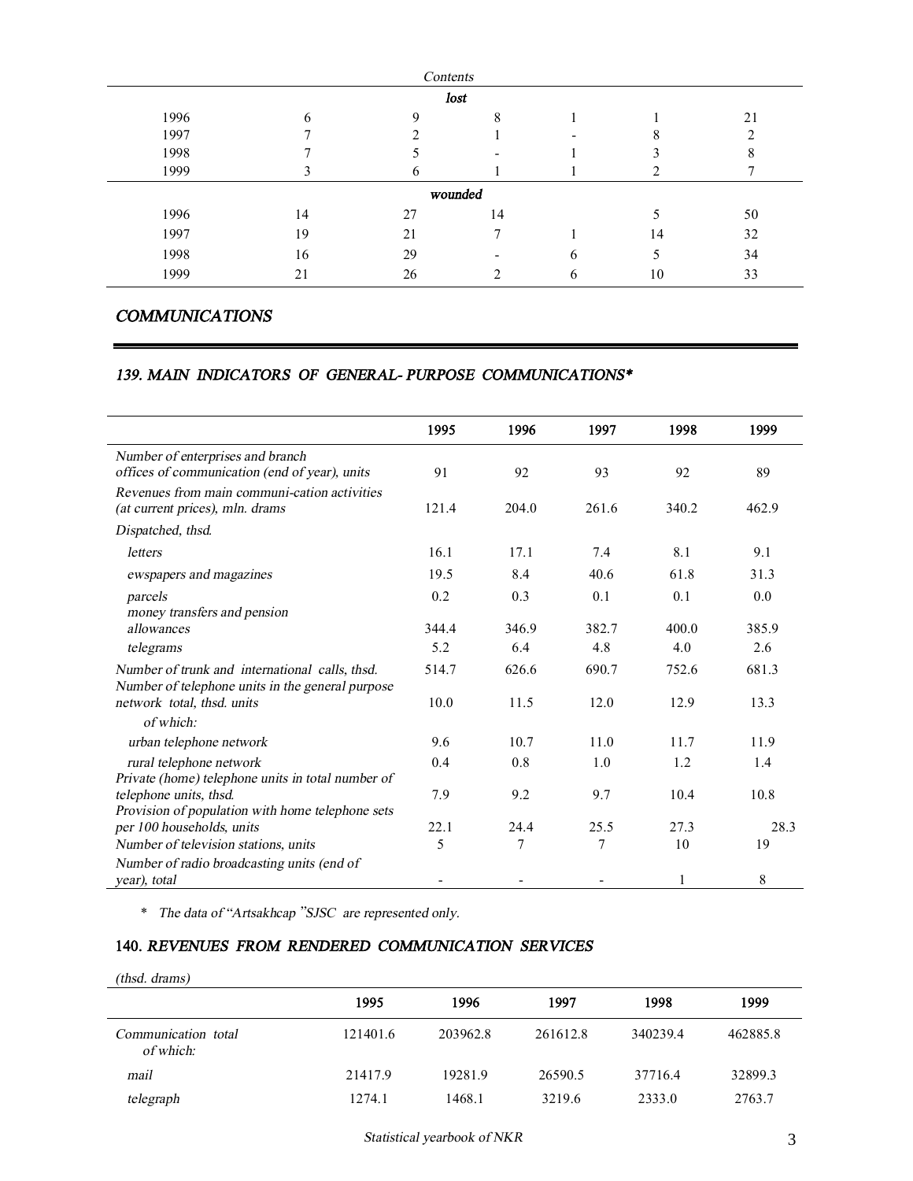| | | | Contents | | | |
|---|---|---|---|---|---|---|
| | | | ***lost*** | | | |
| 1996 | 6 | 9 | 8 | 1 | 1 | 21 |
| 1997 | 7 | 2 | 1 | - | 8 | 2 |
| 1998 | 7 | 5 | - | 1 | 3 | 8 |
| 1999 | 3 | 6 | 1 | 1 | 2 | 7 |
| | | | ***wounded*** | | | |
| 1996 | 14 | 27 | 14 | | 5 | 50 |
| 1997 | 19 | 21 | 7 | 1 | 14 | 32 |
| 1998 | 16 | 29 | - | 6 | 5 | 34 |
| 1999 | 21 | 26 | 2 | 6 | 10 | 33 |

## *COMMUNICATIONS*

### *139. MAIN INDICATORS OF GENERAL- PURPOSE COMMUNICATIONS**

| | 1995 | 1996 | 1997 | 1998 | 1999 |
|---|---|---|---|---|---|
| *Number of enterprises and branch offices of communication (end of year), units* | 91 | 92 | 93 | 92 | 89 |
| *Revenues from main communi-cation activities (at current prices), mln. drams* | 121.4 | 204.0 | 261.6 | 340.2 | 462.9 |
| *Dispatched, thsd.* | | | | | |
| *letters* | 16.1 | 17.1 | 7.4 | 8.1 | 9.1 |
| *ewspapers and magazines* | 19.5 | 8.4 | 40.6 | 61.8 | 31.3 |
| *parcels* | 0.2 | 0.3 | 0.1 | 0.1 | 0.0 |
| *money transfers and pension allowances* | 344.4 | 346.9 | 382.7 | 400.0 | 385.9 |
| *telegrams* | 5.2 | 6.4 | 4.8 | 4.0 | 2.6 |
| *Number of trunk and international calls, thsd.* | 514.7 | 626.6 | 690.7 | 752.6 | 681.3 |
| *Number of telephone units in the general purpose network total, thsd. units* | 10.0 | 11.5 | 12.0 | 12.9 | 13.3 |
| *of which:* | | | | | |
| *urban telephone network* | 9.6 | 10.7 | 11.0 | 11.7 | 11.9 |
| *rural telephone network* | 0.4 | 0.8 | 1.0 | 1.2 | 1.4 |
| *Private (home) telephone units in total number of telephone units, thsd.* | 7.9 | 9.2 | 9.7 | 10.4 | 10.8 |
| *Provision of population with home telephone sets per 100 households, units* | 22.1 | 24.4 | 25.5 | 27.3 | 28.3 |
| *Number of television stations, units* | 5 | 7 | 7 | 10 | 19 |
| *Number of radio broadcasting units (end of year), total* | - | - | - | 1 | 8 |

\* *The data of "Artsakhcap "SJSC are represented only.*

### 140. *REVENUES FROM RENDERED COMMUNICATION SERVICES*

*(thsd. drams)*

| | 1995 | 1996 | 1997 | 1998 | 1999 |
|---|---|---|---|---|---|
| *Communication total* | 121401.6 | 203962.8 | 261612.8 | 340239.4 | 462885.8 |
| *of which:* | | | | | |
| *mail* | 21417.9 | 19281.9 | 26590.5 | 37716.4 | 32899.3 |
| *telegraph* | 1274.1 | 1468.1 | 3219.6 | 2333.0 | 2763.7 |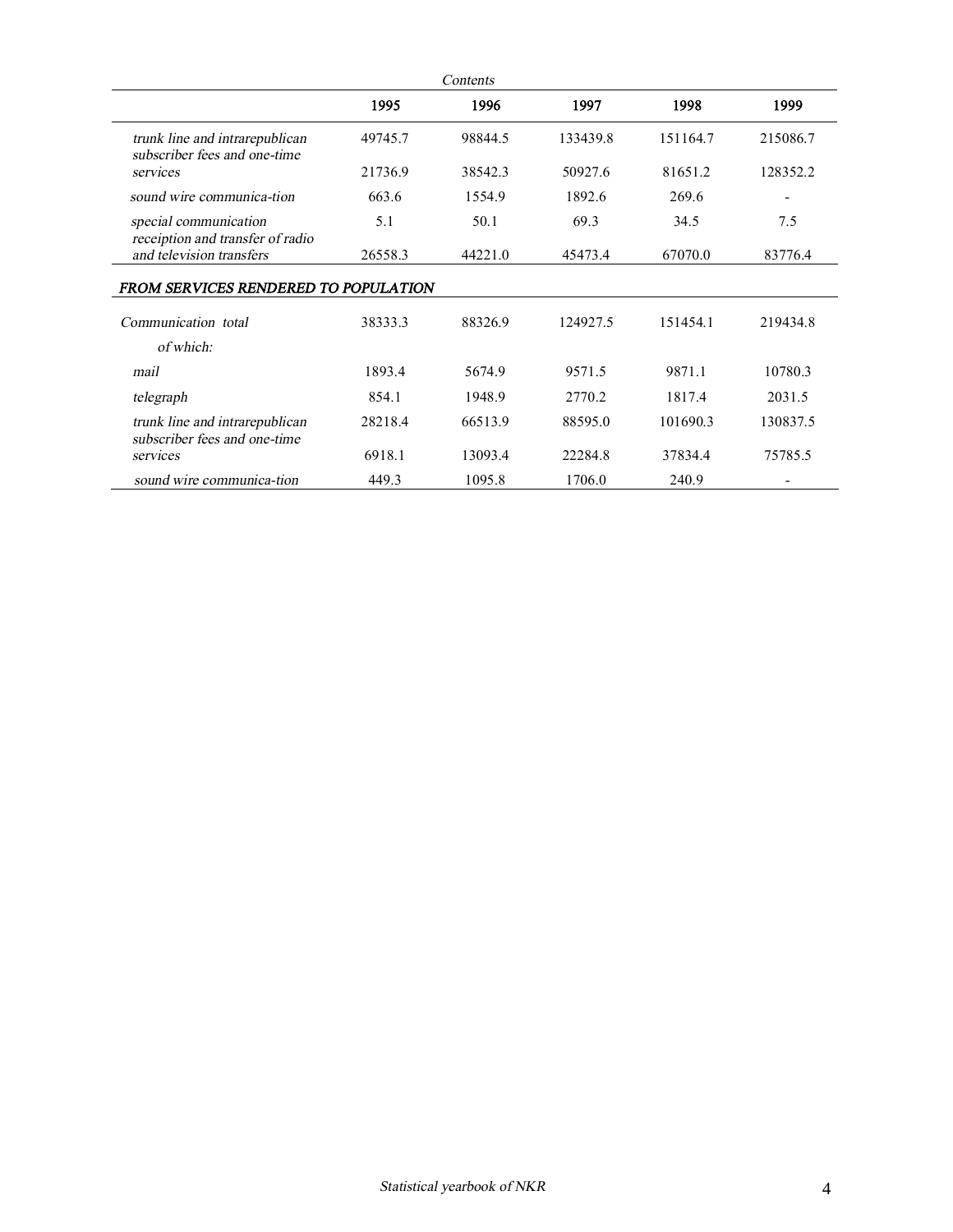| Contents | 1995 | 1996 | 1997 | 1998 | 1999 |
|---|---|---|---|---|---|
| *trunk line and intrarepublican* | 49745.7 | 98844.5 | 133439.8 | 151164.7 | 215086.7 |
| *subscriber fees and one-time services* | 21736.9 | 38542.3 | 50927.6 | 81651.2 | 128352.2 |
| *sound wire communica-tion* | 663.6 | 1554.9 | 1892.6 | 269.6 | - |
| *special communication* | 5.1 | 50.1 | 69.3 | 34.5 | 7.5 |
| *receiption and transfer of radio and television transfers* | 26558.3 | 44221.0 | 45473.4 | 67070.0 | 83776.4 |
| ***FROM SERVICES RENDERED TO POPULATION*** | | | | | |
| *Communication total* | 38333.3 | 88326.9 | 124927.5 | 151454.1 | 219434.8 |
| *of which:* | | | | | |
| *mail* | 1893.4 | 5674.9 | 9571.5 | 9871.1 | 10780.3 |
| *telegraph* | 854.1 | 1948.9 | 2770.2 | 1817.4 | 2031.5 |
| *trunk line and intrarepublican* | 28218.4 | 66513.9 | 88595.0 | 101690.3 | 130837.5 |
| *subscriber fees and one-time services* | 6918.1 | 13093.4 | 22284.8 | 37834.4 | 75785.5 |
| *sound wire communica-tion* | 449.3 | 1095.8 | 1706.0 | 240.9 | - |